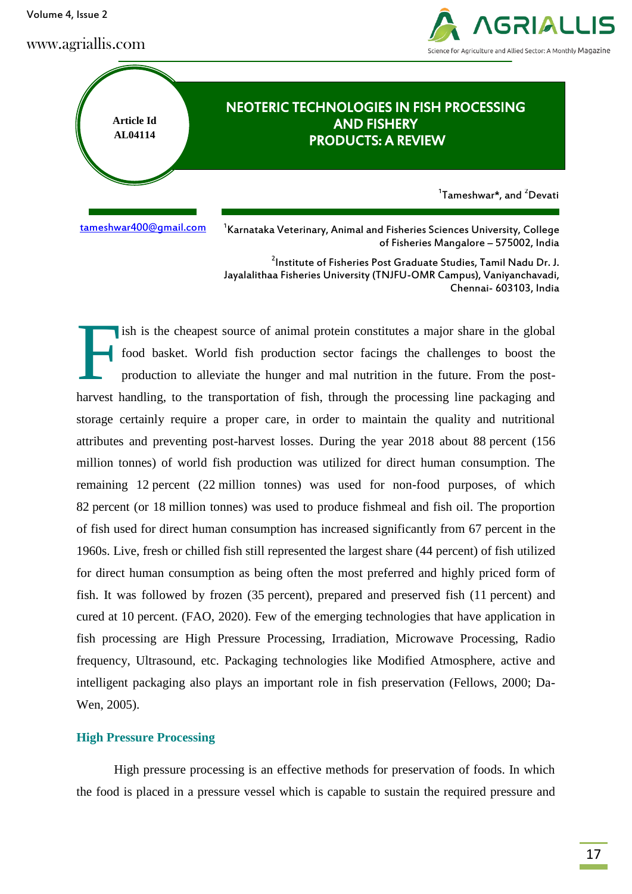Article Id
AL04114

# NEOTERIC TECHNOLOGIES IN FISH PROCESSING AND FISHERY PRODUCTS: A REVIEW

[1]Tameshwar*, and [2]Devati

tameshwar400@gmail.com

[1]Karnataka Veterinary, Animal and Fisheries Sciences University, College of Fisheries Mangalore – 575002, India

[2]Institute of Fisheries Post Graduate Studies, Tamil Nadu Dr. J. Jayalalithaa Fisheries University (TNJFU-OMR Campus), Vaniyanchavadi, Chennai- 603103, India

Fish is the cheapest source of animal protein constitutes a major share in the global food basket. World fish production sector facings the challenges to boost the production to alleviate the hunger and mal nutrition in the future. From the post-harvest handling, to the transportation of fish, through the processing line packaging and storage certainly require a proper care, in order to maintain the quality and nutritional attributes and preventing post-harvest losses. During the year 2018 about 88 percent (156 million tonnes) of world fish production was utilized for direct human consumption. The remaining 12 percent (22 million tonnes) was used for non-food purposes, of which 82 percent (or 18 million tonnes) was used to produce fishmeal and fish oil. The proportion of fish used for direct human consumption has increased significantly from 67 percent in the 1960s. Live, fresh or chilled fish still represented the largest share (44 percent) of fish utilized for direct human consumption as being often the most preferred and highly priced form of fish. It was followed by frozen (35 percent), prepared and preserved fish (11 percent) and cured at 10 percent. (FAO, 2020). Few of the emerging technologies that have application in fish processing are High Pressure Processing, Irradiation, Microwave Processing, Radio frequency, Ultrasound, etc. Packaging technologies like Modified Atmosphere, active and intelligent packaging also plays an important role in fish preservation (Fellows, 2000; Da-Wen, 2005).

## High Pressure Processing

High pressure processing is an effective methods for preservation of foods. In which the food is placed in a pressure vessel which is capable to sustain the required pressure and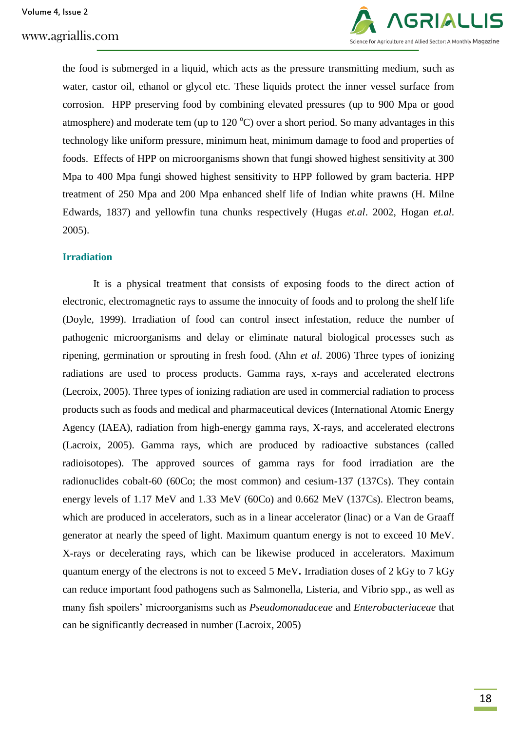the food is submerged in a liquid, which acts as the pressure transmitting medium, such as water, castor oil, ethanol or glycol etc. These liquids protect the inner vessel surface from corrosion. HPP preserving food by combining elevated pressures (up to 900 Mpa or good atmosphere) and moderate tem (up to 120 $^{o}$C) over a short period. So many advantages in this technology like uniform pressure, minimum heat, minimum damage to food and properties of foods. Effects of HPP on microorganisms shown that fungi showed highest sensitivity at 300 Mpa to 400 Mpa fungi showed highest sensitivity to HPP followed by gram bacteria. HPP treatment of 250 Mpa and 200 Mpa enhanced shelf life of Indian white prawns (H. Milne Edwards, 1837) and yellowfin tuna chunks respectively (Hugas *et.al*. 2002, Hogan *et.al*. 2005).

## Irradiation

It is a physical treatment that consists of exposing foods to the direct action of electronic, electromagnetic rays to assume the innocuity of foods and to prolong the shelf life (Doyle, 1999). Irradiation of food can control insect infestation, reduce the number of pathogenic microorganisms and delay or eliminate natural biological processes such as ripening, germination or sprouting in fresh food. (Ahn *et al*. 2006) Three types of ionizing radiations are used to process products. Gamma rays, x-rays and accelerated electrons (Lecroix, 2005). Three types of ionizing radiation are used in commercial radiation to process products such as foods and medical and pharmaceutical devices (International Atomic Energy Agency (IAEA), radiation from high-energy gamma rays, X-rays, and accelerated electrons (Lacroix, 2005). Gamma rays, which are produced by radioactive substances (called radioisotopes). The approved sources of gamma rays for food irradiation are the radionuclides cobalt-60 (60Co; the most common) and cesium-137 (137Cs). They contain energy levels of 1.17 MeV and 1.33 MeV (60Co) and 0.662 MeV (137Cs). Electron beams, which are produced in accelerators, such as in a linear accelerator (linac) or a Van de Graaff generator at nearly the speed of light. Maximum quantum energy is not to exceed 10 MeV. X-rays or decelerating rays, which can be likewise produced in accelerators. Maximum quantum energy of the electrons is not to exceed 5 MeV**.** Irradiation doses of 2 kGy to 7 kGy can reduce important food pathogens such as Salmonella, Listeria, and Vibrio spp., as well as many fish spoilers' microorganisms such as *Pseudomonadaceae* and *Enterobacteriaceae* that can be significantly decreased in number (Lacroix, 2005)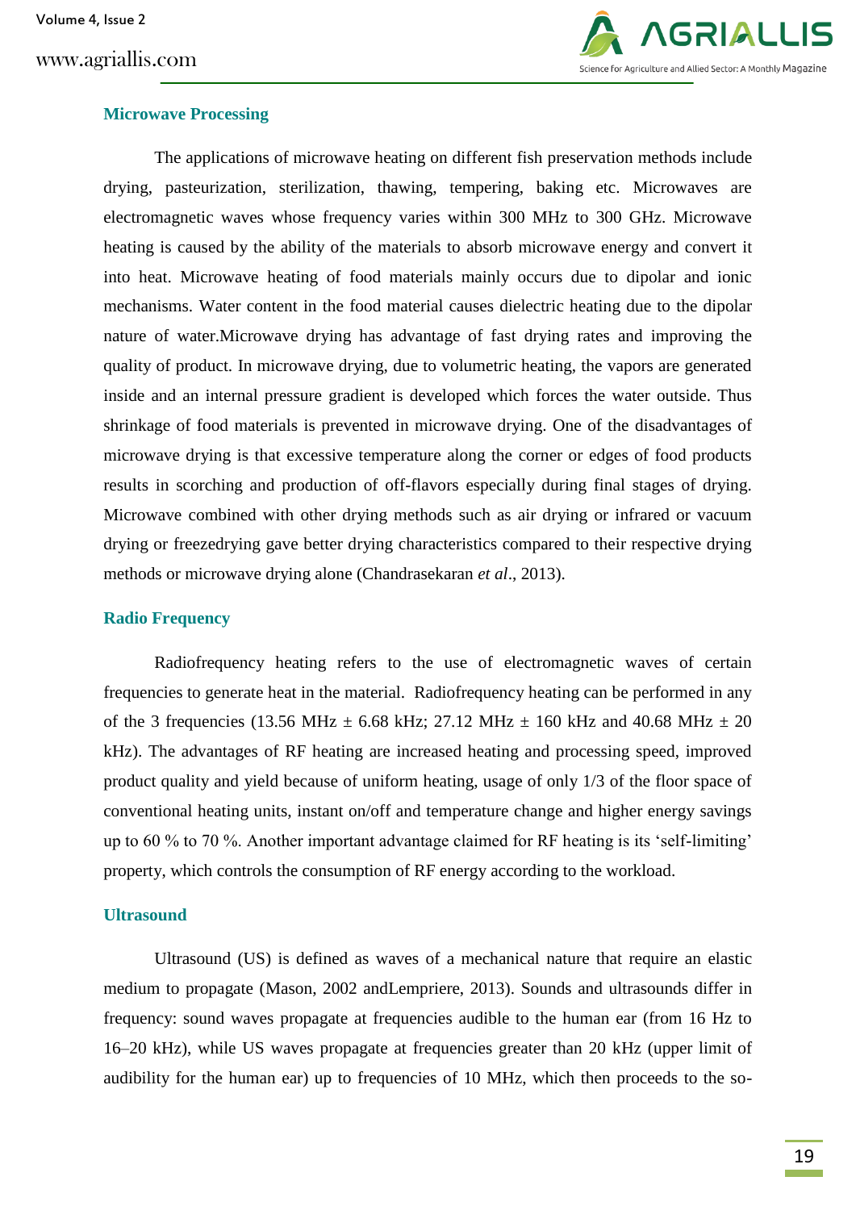## Microwave Processing

The applications of microwave heating on different fish preservation methods include drying, pasteurization, sterilization, thawing, tempering, baking etc. Microwaves are electromagnetic waves whose frequency varies within 300 MHz to 300 GHz. Microwave heating is caused by the ability of the materials to absorb microwave energy and convert it into heat. Microwave heating of food materials mainly occurs due to dipolar and ionic mechanisms. Water content in the food material causes dielectric heating due to the dipolar nature of water.Microwave drying has advantage of fast drying rates and improving the quality of product. In microwave drying, due to volumetric heating, the vapors are generated inside and an internal pressure gradient is developed which forces the water outside. Thus shrinkage of food materials is prevented in microwave drying. One of the disadvantages of microwave drying is that excessive temperature along the corner or edges of food products results in scorching and production of off-flavors especially during final stages of drying. Microwave combined with other drying methods such as air drying or infrared or vacuum drying or freezedrying gave better drying characteristics compared to their respective drying methods or microwave drying alone (Chandrasekaran *et al*., 2013).

## Radio Frequency

Radiofrequency heating refers to the use of electromagnetic waves of certain frequencies to generate heat in the material. Radiofrequency heating can be performed in any of the 3 frequencies (13.56 MHz ± 6.68 kHz; 27.12 MHz ± 160 kHz and 40.68 MHz ± 20 kHz). The advantages of RF heating are increased heating and processing speed, improved product quality and yield because of uniform heating, usage of only 1/3 of the floor space of conventional heating units, instant on/off and temperature change and higher energy savings up to 60 % to 70 %. Another important advantage claimed for RF heating is its 'self-limiting' property, which controls the consumption of RF energy according to the workload.

## Ultrasound

Ultrasound (US) is defined as waves of a mechanical nature that require an elastic medium to propagate (Mason, 2002 andLempriere, 2013). Sounds and ultrasounds differ in frequency: sound waves propagate at frequencies audible to the human ear (from 16 Hz to 16–20 kHz), while US waves propagate at frequencies greater than 20 kHz (upper limit of audibility for the human ear) up to frequencies of 10 MHz, which then proceeds to the so-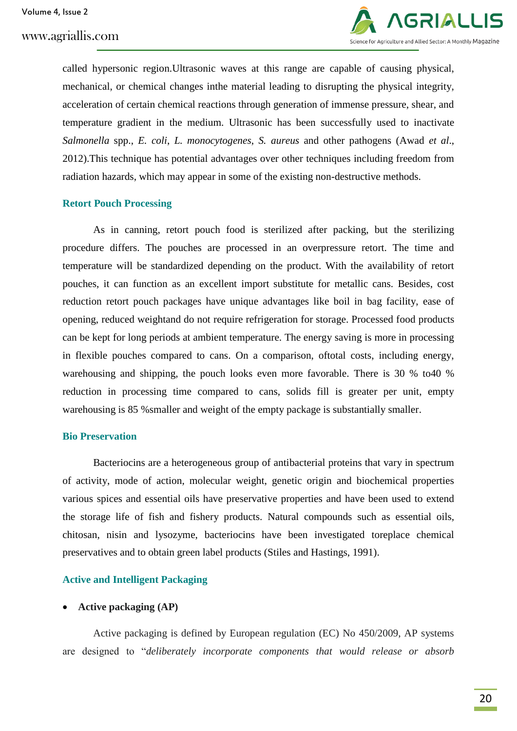called hypersonic region.Ultrasonic waves at this range are capable of causing physical, mechanical, or chemical changes inthe material leading to disrupting the physical integrity, acceleration of certain chemical reactions through generation of immense pressure, shear, and temperature gradient in the medium. Ultrasonic has been successfully used to inactivate *Salmonella* spp., *E. coli*, *L. monocytogenes*, *S. aureus* and other pathogens (Awad *et al*., 2012).This technique has potential advantages over other techniques including freedom from radiation hazards, which may appear in some of the existing non-destructive methods.

## Retort Pouch Processing

As in canning, retort pouch food is sterilized after packing, but the sterilizing procedure differs. The pouches are processed in an overpressure retort. The time and temperature will be standardized depending on the product. With the availability of retort pouches, it can function as an excellent import substitute for metallic cans. Besides, cost reduction retort pouch packages have unique advantages like boil in bag facility, ease of opening, reduced weightand do not require refrigeration for storage. Processed food products can be kept for long periods at ambient temperature. The energy saving is more in processing in flexible pouches compared to cans. On a comparison, oftotal costs, including energy, warehousing and shipping, the pouch looks even more favorable. There is 30 % to40 % reduction in processing time compared to cans, solids fill is greater per unit, empty warehousing is 85 %smaller and weight of the empty package is substantially smaller.

## Bio Preservation

Bacteriocins are a heterogeneous group of antibacterial proteins that vary in spectrum of activity, mode of action, molecular weight, genetic origin and biochemical properties various spices and essential oils have preservative properties and have been used to extend the storage life of fish and fishery products. Natural compounds such as essential oils, chitosan, nisin and lysozyme, bacteriocins have been investigated toreplace chemical preservatives and to obtain green label products (Stiles and Hastings, 1991).

## Active and Intelligent Packaging

- **Active packaging (AP)**

Active packaging is defined by European regulation (EC) No 450/2009, AP systems are designed to "*deliberately incorporate components that would release or absorb*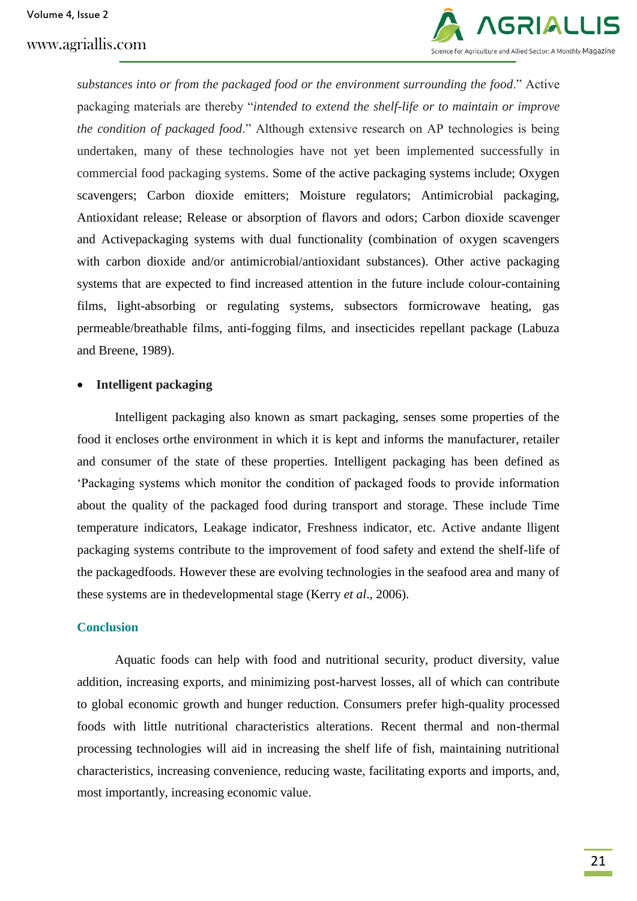*substances into or from the packaged food or the environment surrounding the food*." Active packaging materials are thereby "*intended to extend the shelf-life or to maintain or improve the condition of packaged food*." Although extensive research on AP technologies is being undertaken, many of these technologies have not yet been implemented successfully in commercial food packaging systems. Some of the active packaging systems include; Oxygen scavengers; Carbon dioxide emitters; Moisture regulators; Antimicrobial packaging, Antioxidant release; Release or absorption of flavors and odors; Carbon dioxide scavenger and Activepackaging systems with dual functionality (combination of oxygen scavengers with carbon dioxide and/or antimicrobial/antioxidant substances). Other active packaging systems that are expected to find increased attention in the future include colour-containing films, light-absorbing or regulating systems, subsectors formicrowave heating, gas permeable/breathable films, anti-fogging films, and insecticides repellant package (Labuza and Breene, 1989).

- **Intelligent packaging**

Intelligent packaging also known as smart packaging, senses some properties of the food it encloses orthe environment in which it is kept and informs the manufacturer, retailer and consumer of the state of these properties. Intelligent packaging has been defined as 'Packaging systems which monitor the condition of packaged foods to provide information about the quality of the packaged food during transport and storage. These include Time temperature indicators, Leakage indicator, Freshness indicator, etc. Active andante lligent packaging systems contribute to the improvement of food safety and extend the shelf-life of the packagedfoods. However these are evolving technologies in the seafood area and many of these systems are in thedevelopmental stage (Kerry *et al*., 2006).

## Conclusion

Aquatic foods can help with food and nutritional security, product diversity, value addition, increasing exports, and minimizing post-harvest losses, all of which can contribute to global economic growth and hunger reduction. Consumers prefer high-quality processed foods with little nutritional characteristics alterations. Recent thermal and non-thermal processing technologies will aid in increasing the shelf life of fish, maintaining nutritional characteristics, increasing convenience, reducing waste, facilitating exports and imports, and, most importantly, increasing economic value.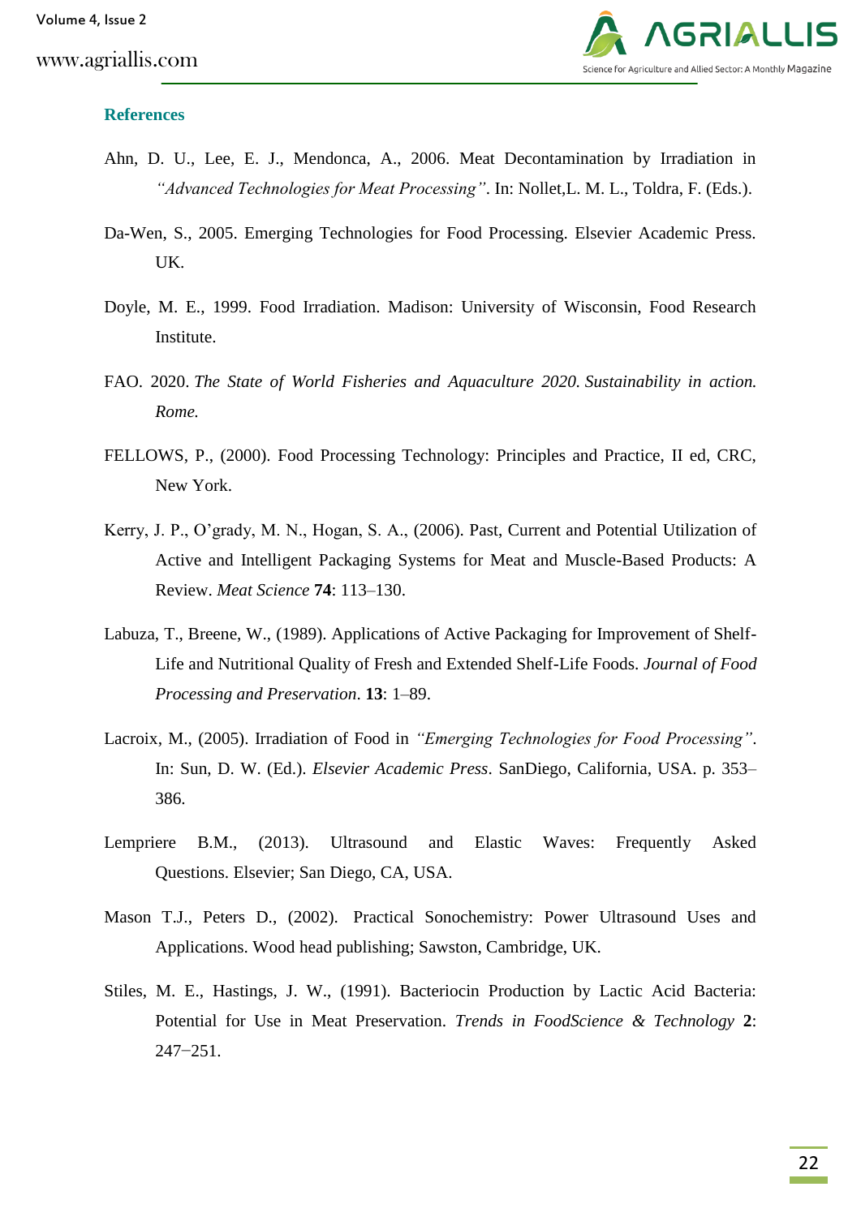## References

Ahn, D. U., Lee, E. J., Mendonca, A., 2006. Meat Decontamination by Irradiation in *"Advanced Technologies for Meat Processing"*. In: Nollet,L. M. L., Toldra, F. (Eds.).

Da-Wen, S., 2005. Emerging Technologies for Food Processing. Elsevier Academic Press. UK.

Doyle, M. E., 1999. Food Irradiation. Madison: University of Wisconsin, Food Research Institute.

FAO. 2020. *The State of World Fisheries and Aquaculture 2020. Sustainability in action. Rome.*

FELLOWS, P., (2000). Food Processing Technology: Principles and Practice, II ed, CRC, New York.

Kerry, J. P., O'grady, M. N., Hogan, S. A., (2006). Past, Current and Potential Utilization of Active and Intelligent Packaging Systems for Meat and Muscle-Based Products: A Review. *Meat Science* **74**: 113–130.

Labuza, T., Breene, W., (1989). Applications of Active Packaging for Improvement of Shelf-Life and Nutritional Quality of Fresh and Extended Shelf-Life Foods. *Journal of Food Processing and Preservation*. **13**: 1–89.

Lacroix, M., (2005). Irradiation of Food in *"Emerging Technologies for Food Processing"*. In: Sun, D. W. (Ed.). *Elsevier Academic Press*. SanDiego, California, USA. p. 353–386.

Lempriere B.M., (2013). Ultrasound and Elastic Waves: Frequently Asked Questions. Elsevier; San Diego, CA, USA.

Mason T.J., Peters D., (2002). Practical Sonochemistry: Power Ultrasound Uses and Applications. Wood head publishing; Sawston, Cambridge, UK.

Stiles, M. E., Hastings, J. W., (1991). Bacteriocin Production by Lactic Acid Bacteria: Potential for Use in Meat Preservation. *Trends in FoodScience & Technology* **2**: 247‒251.